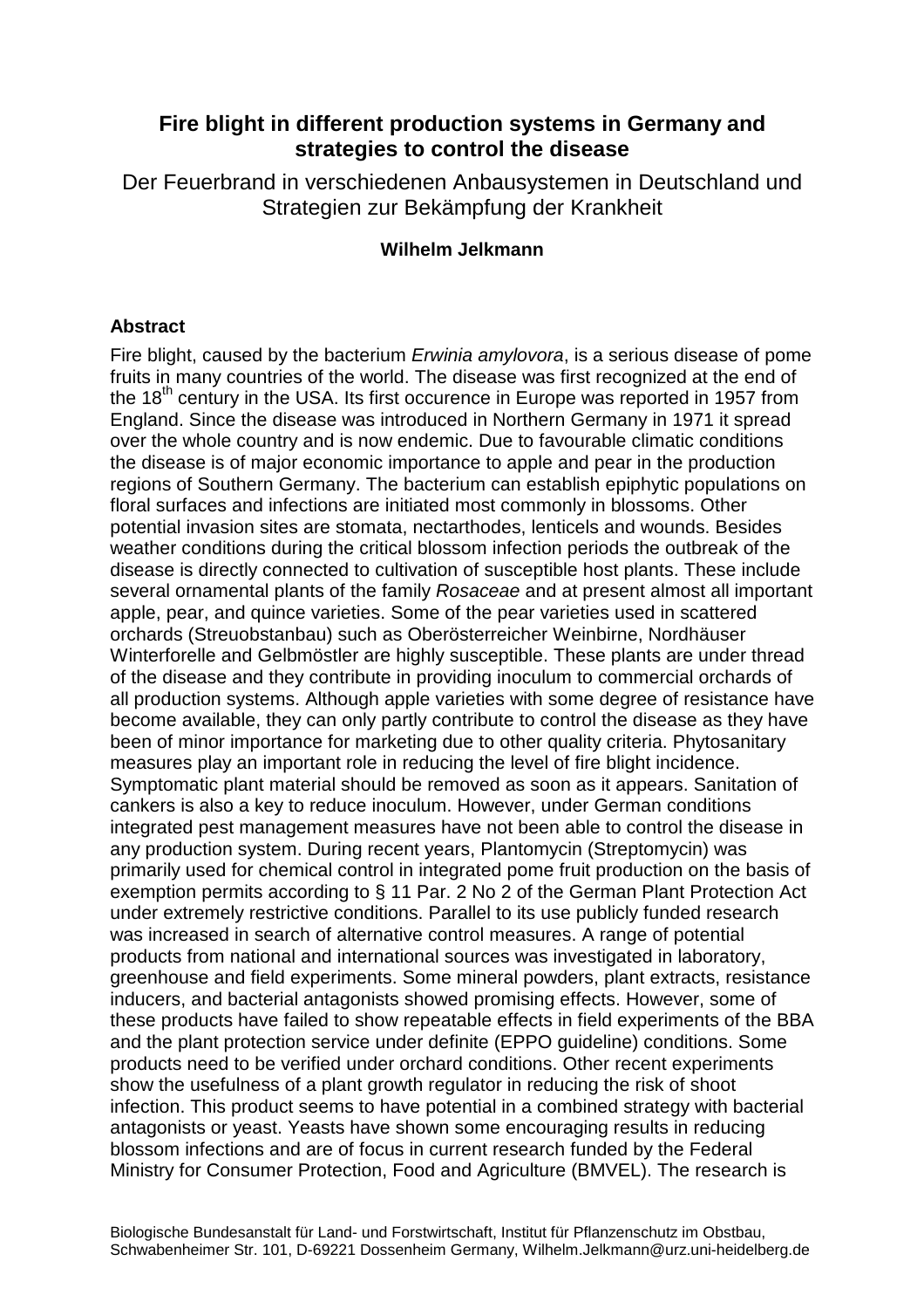# Fire blight in different production systems in Germany and strategies to control the disease

Der Feuerbrand in verschiedenen Anbausystemen in Deutschland und Strategien zur Bekämpfung der Krankheit

**Wilhelm Jelkmann**

## Abstract

Fire blight, caused by the bacterium *Erwinia amylovora*, is a serious disease of pome fruits in many countries of the world. The disease was first recognized at the end of the 18th century in the USA. Its first occurence in Europe was reported in 1957 from England. Since the disease was introduced in Northern Germany in 1971 it spread over the whole country and is now endemic. Due to favourable climatic conditions the disease is of major economic importance to apple and pear in the production regions of Southern Germany. The bacterium can establish epiphytic populations on floral surfaces and infections are initiated most commonly in blossoms. Other potential invasion sites are stomata, nectarthodes, lenticels and wounds. Besides weather conditions during the critical blossom infection periods the outbreak of the disease is directly connected to cultivation of susceptible host plants. These include several ornamental plants of the family *Rosaceae* and at present almost all important apple, pear, and quince varieties. Some of the pear varieties used in scattered orchards (Streuobstanbau) such as Oberösterreicher Weinbirne, Nordhäuser Winterforelle and Gelbmöstler are highly susceptible. These plants are under thread of the disease and they contribute in providing inoculum to commercial orchards of all production systems. Although apple varieties with some degree of resistance have become available, they can only partly contribute to control the disease as they have been of minor importance for marketing due to other quality criteria. Phytosanitary measures play an important role in reducing the level of fire blight incidence. Symptomatic plant material should be removed as soon as it appears. Sanitation of cankers is also a key to reduce inoculum. However, under German conditions integrated pest management measures have not been able to control the disease in any production system. During recent years, Plantomycin (Streptomycin) was primarily used for chemical control in integrated pome fruit production on the basis of exemption permits according to § 11 Par. 2 No 2 of the German Plant Protection Act under extremely restrictive conditions. Parallel to its use publicly funded research was increased in search of alternative control measures. A range of potential products from national and international sources was investigated in laboratory, greenhouse and field experiments. Some mineral powders, plant extracts, resistance inducers, and bacterial antagonists showed promising effects. However, some of these products have failed to show repeatable effects in field experiments of the BBA and the plant protection service under definite (EPPO guideline) conditions. Some products need to be verified under orchard conditions. Other recent experiments show the usefulness of a plant growth regulator in reducing the risk of shoot infection. This product seems to have potential in a combined strategy with bacterial antagonists or yeast. Yeasts have shown some encouraging results in reducing blossom infections and are of focus in current research funded by the Federal Ministry for Consumer Protection, Food and Agriculture (BMVEL). The research is

Biologische Bundesanstalt für Land- und Forstwirtschaft, Institut für Pflanzenschutz im Obstbau, Schwabenheimer Str. 101, D-69221 Dossenheim Germany, Wilhelm.Jelkmann@urz.uni-heidelberg.de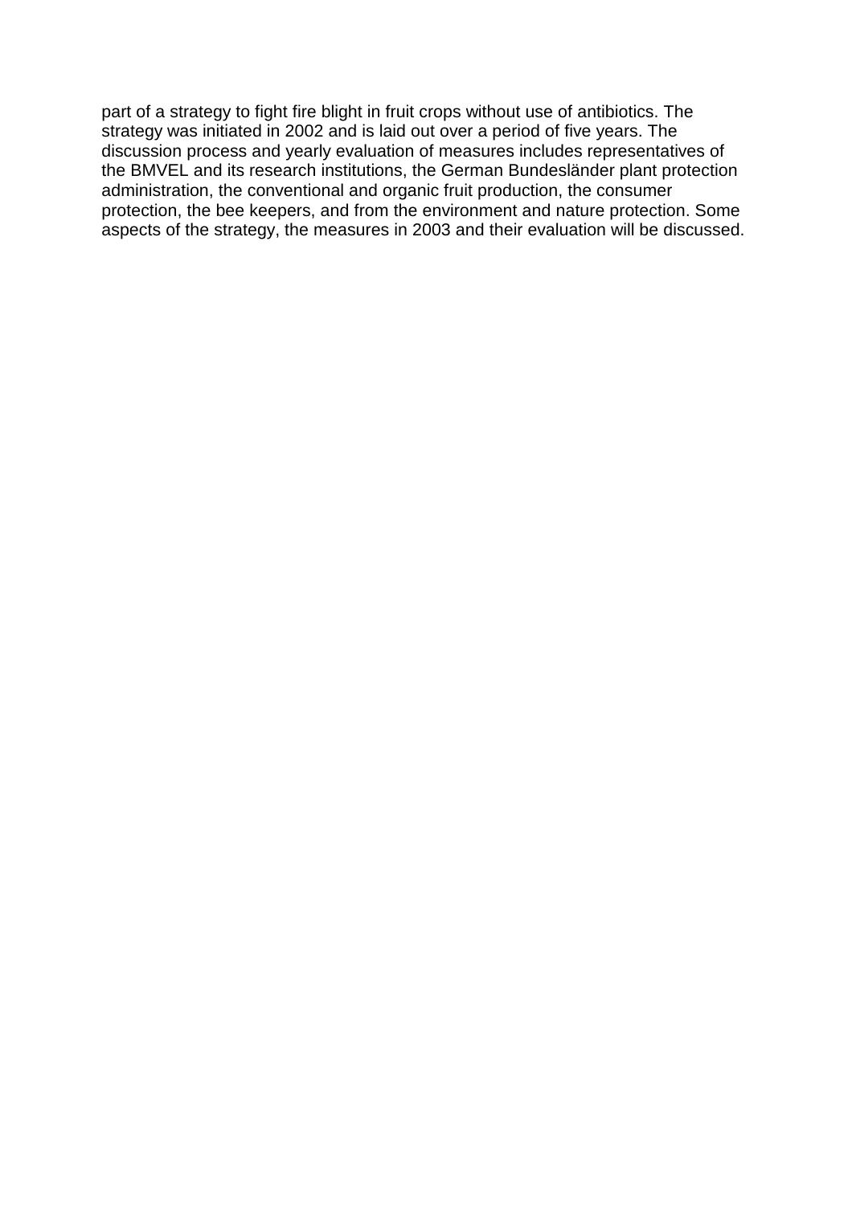part of a strategy to fight fire blight in fruit crops without use of antibiotics. The strategy was initiated in 2002 and is laid out over a period of five years. The discussion process and yearly evaluation of measures includes representatives of the BMVEL and its research institutions, the German Bundesländer plant protection administration, the conventional and organic fruit production, the consumer protection, the bee keepers, and from the environment and nature protection. Some aspects of the strategy, the measures in 2003 and their evaluation will be discussed.